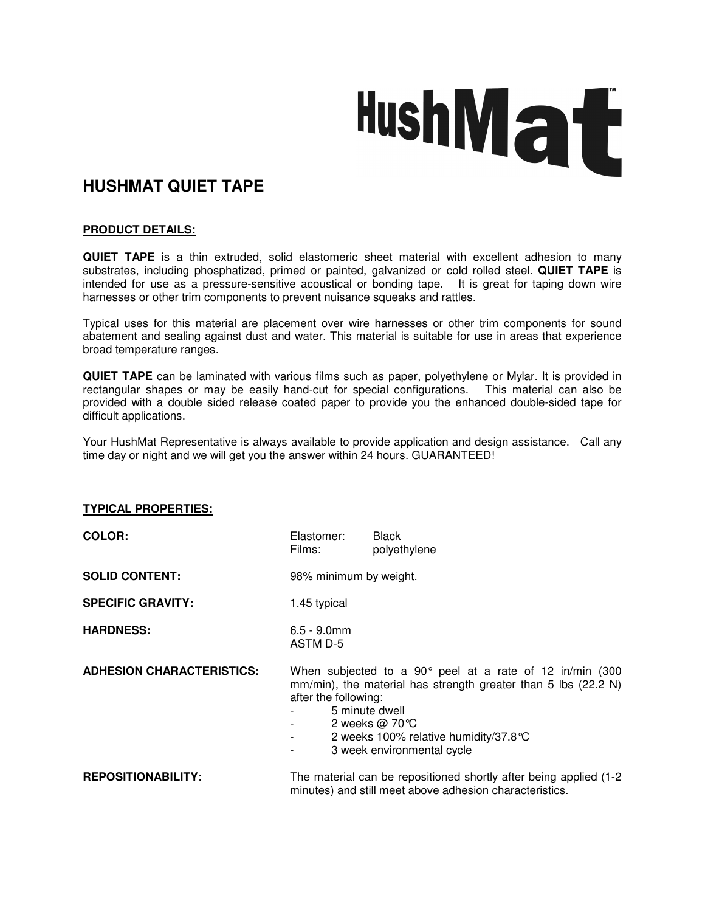HushMat™

# HUSHMAT QUIET TAPE

**PRODUCT DETAILS:**

**QUIET TAPE** is a thin extruded, solid elastomeric sheet material with excellent adhesion to many substrates, including phosphatized, primed or painted, galvanized or cold rolled steel. **QUIET TAPE** is intended for use as a pressure-sensitive acoustical or bonding tape. It is great for taping down wire harnesses or other trim components to prevent nuisance squeaks and rattles.

Typical uses for this material are placement over wire harnesses or other trim components for sound abatement and sealing against dust and water. This material is suitable for use in areas that experience broad temperature ranges.

**QUIET TAPE** can be laminated with various films such as paper, polyethylene or Mylar. It is provided in rectangular shapes or may be easily hand-cut for special configurations. This material can also be provided with a double sided release coated paper to provide you the enhanced double-sided tape for difficult applications.

Your HushMat Representative is always available to provide application and design assistance. Call any time day or night and we will get you the answer within 24 hours. GUARANTEED!

**TYPICAL PROPERTIES:**

**COLOR:** Elastomer: Black
Films: polyethylene

**SOLID CONTENT:** 98% minimum by weight.

**SPECIFIC GRAVITY:** 1.45 typical

**HARDNESS:** 6.5 - 9.0mm
ASTM D-5

**ADHESION CHARACTERISTICS:** When subjected to a 90° peel at a rate of 12 in/min (300 mm/min), the material has strength greater than 5 lbs (22.2 N) after the following:

- 5 minute dwell
- 2 weeks @ 70°C
- 2 weeks 100% relative humidity/37.8°C
- 3 week environmental cycle

**REPOSITIONABILITY:** The material can be repositioned shortly after being applied (1-2 minutes) and still meet above adhesion characteristics.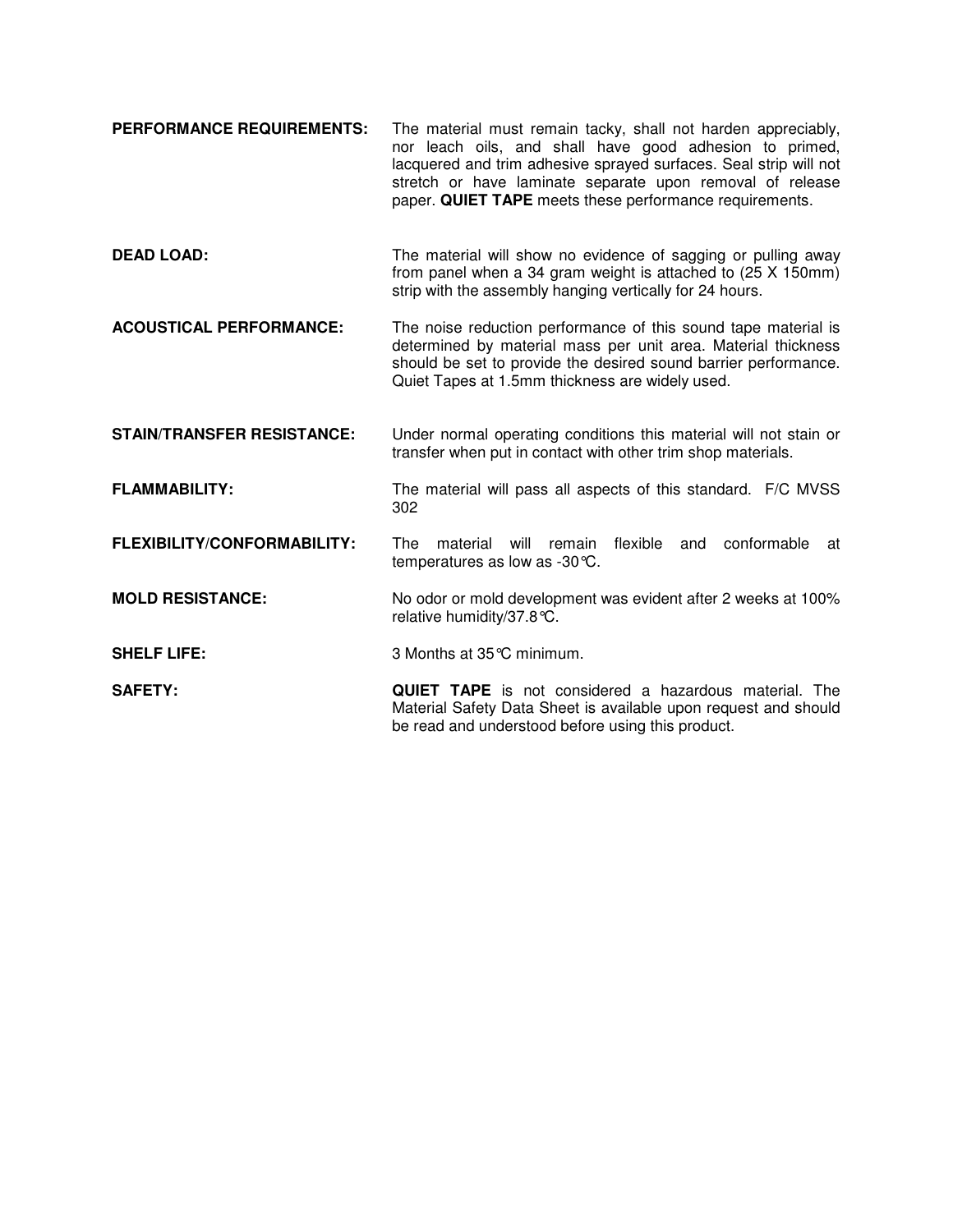**PERFORMANCE REQUIREMENTS:** The material must remain tacky, shall not harden appreciably, nor leach oils, and shall have good adhesion to primed, lacquered and trim adhesive sprayed surfaces. Seal strip will not stretch or have laminate separate upon removal of release paper. **QUIET TAPE** meets these performance requirements.

**DEAD LOAD:** The material will show no evidence of sagging or pulling away from panel when a 34 gram weight is attached to (25 X 150mm) strip with the assembly hanging vertically for 24 hours.

**ACOUSTICAL PERFORMANCE:** The noise reduction performance of this sound tape material is determined by material mass per unit area. Material thickness should be set to provide the desired sound barrier performance. Quiet Tapes at 1.5mm thickness are widely used.

**STAIN/TRANSFER RESISTANCE:** Under normal operating conditions this material will not stain or transfer when put in contact with other trim shop materials.

**FLAMMABILITY:** The material will pass all aspects of this standard. F/C MVSS 302

**FLEXIBILITY/CONFORMABILITY:** The material will remain flexible and conformable at temperatures as low as -30°C.

**MOLD RESISTANCE:** No odor or mold development was evident after 2 weeks at 100% relative humidity/37.8°C.

**SHELF LIFE:** 3 Months at 35°C minimum.

**SAFETY:** **QUIET TAPE** is not considered a hazardous material. The Material Safety Data Sheet is available upon request and should be read and understood before using this product.